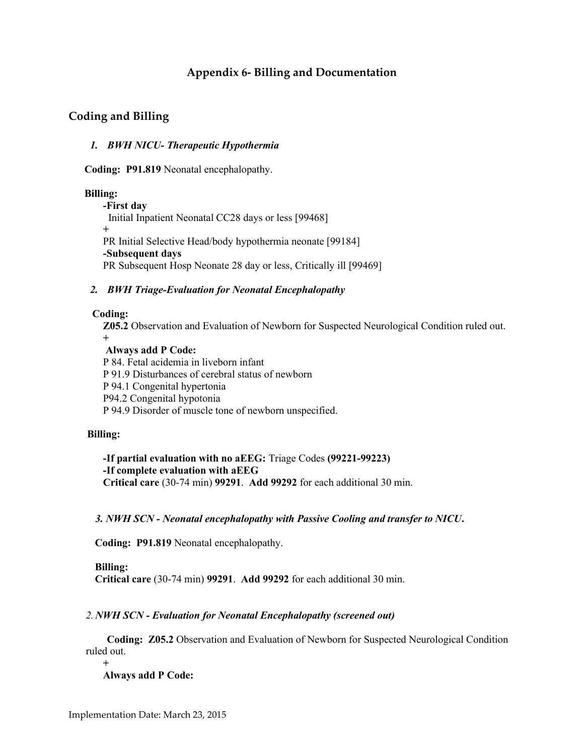## Appendix 6- Billing and Documentation

### Coding and Billing

#### *1. BWH NICU- Therapeutic Hypothermia*

**Coding: P91.819** Neonatal encephalopathy.

**Billing:**

**-First day**
Initial Inpatient Neonatal CC28 days or less [99468]
+
PR Initial Selective Head/body hypothermia neonate [99184]
**-Subsequent days**
PR Subsequent Hosp Neonate 28 day or less, Critically ill [99469]

#### *2. BWH Triage-Evaluation for Neonatal Encephalopathy*

**Coding:**

**Z05.2** Observation and Evaluation of Newborn for Suspected Neurological Condition ruled out.
+
**Always add P Code:**
P 84. Fetal acidemia in liveborn infant
P 91.9 Disturbances of cerebral status of newborn
P 94.1 Congenital hypertonia
P94.2 Congenital hypotonia
P 94.9 Disorder of muscle tone of newborn unspecified.

**Billing:**

**-If partial evaluation with no aEEG:** Triage Codes **(99221-99223)**
**-If complete evaluation with aEEG**
**Critical care** (30-74 min) **99291**. **Add 99292** for each additional 30 min.

#### *3. NWH SCN - Neonatal encephalopathy with Passive Cooling and transfer to NICU.*

**Coding: P91.819** Neonatal encephalopathy.

**Billing:**
**Critical care** (30-74 min) **99291**. **Add 99292** for each additional 30 min.

#### *2. NWH SCN - Evaluation for Neonatal Encephalopathy (screened out)*

**Coding: Z05.2** Observation and Evaluation of Newborn for Suspected Neurological Condition ruled out.
+
**Always add P Code:**

Implementation Date: March 23, 2015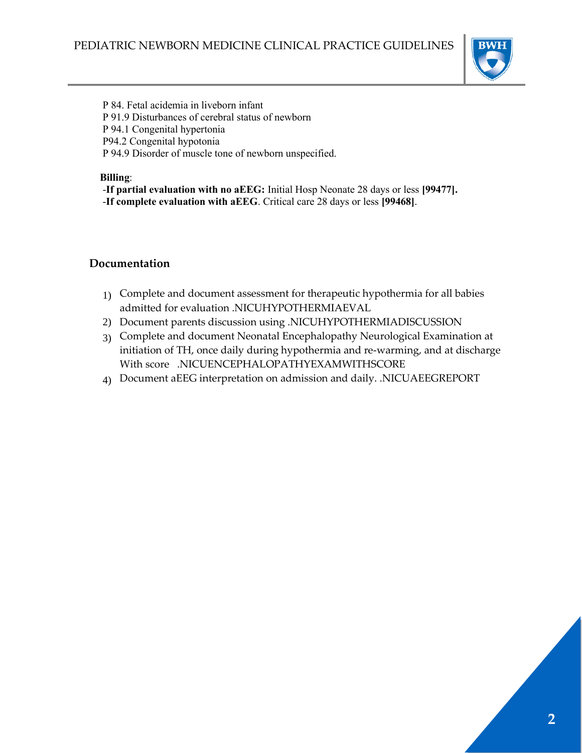P 84. Fetal acidemia in liveborn infant
P 91.9 Disturbances of cerebral status of newborn
P 94.1 Congenital hypertonia
P94.2 Congenital hypotonia
P 94.9 Disorder of muscle tone of newborn unspecified.

**Billing**:
-**If partial evaluation with no aEEG:** Initial Hosp Neonate 28 days or less **[99477].**
-**If complete evaluation with aEEG**. Critical care 28 days or less **[99468]**.

## Documentation

1) Complete and document assessment for therapeutic hypothermia for all babies admitted for evaluation .NICUHYPOTHERMIAEVAL
2) Document parents discussion using .NICUHYPOTHERMIADISCUSSION
3) Complete and document Neonatal Encephalopathy Neurological Examination at initiation of TH, once daily during hypothermia and re-warming, and at discharge With score .NICUENCEPHALOPATHYEXAMWITHSCORE
4) Document aEEG interpretation on admission and daily. .NICUAEEGREPORT